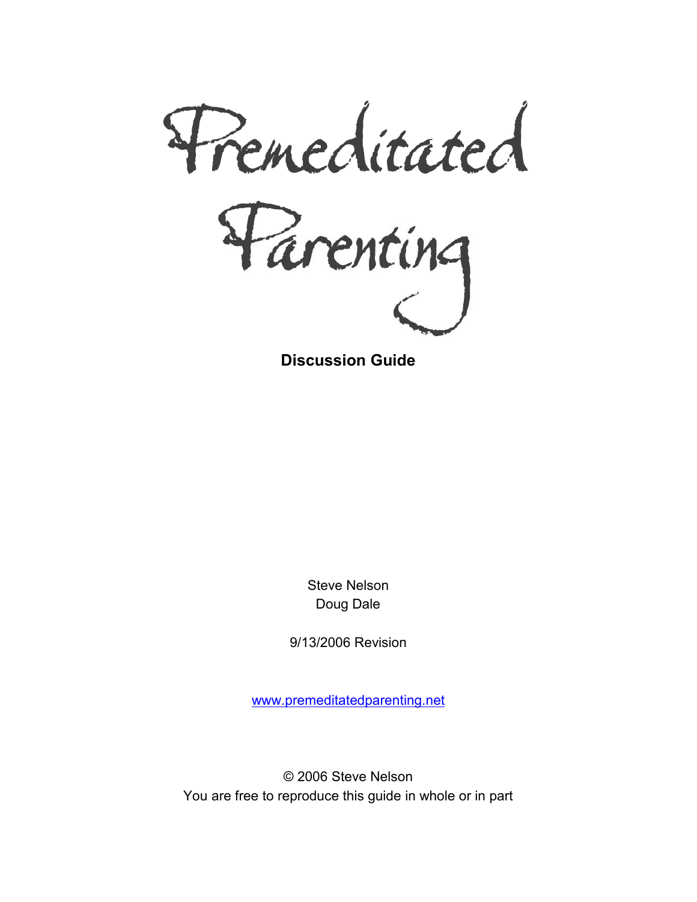# Premeditated Parenting

**Discussion Guide**

Steve Nelson
Doug Dale

9/13/2006 Revision

www.premeditatedparenting.net

© 2006 Steve Nelson
You are free to reproduce this guide in whole or in part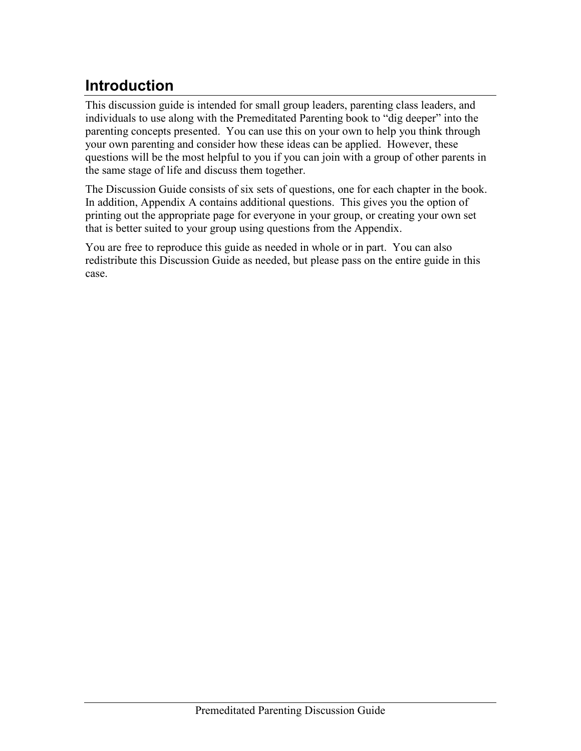## Introduction

This discussion guide is intended for small group leaders, parenting class leaders, and individuals to use along with the Premeditated Parenting book to "dig deeper" into the parenting concepts presented. You can use this on your own to help you think through your own parenting and consider how these ideas can be applied. However, these questions will be the most helpful to you if you can join with a group of other parents in the same stage of life and discuss them together.

The Discussion Guide consists of six sets of questions, one for each chapter in the book. In addition, Appendix A contains additional questions. This gives you the option of printing out the appropriate page for everyone in your group, or creating your own set that is better suited to your group using questions from the Appendix.

You are free to reproduce this guide as needed in whole or in part. You can also redistribute this Discussion Guide as needed, but please pass on the entire guide in this case.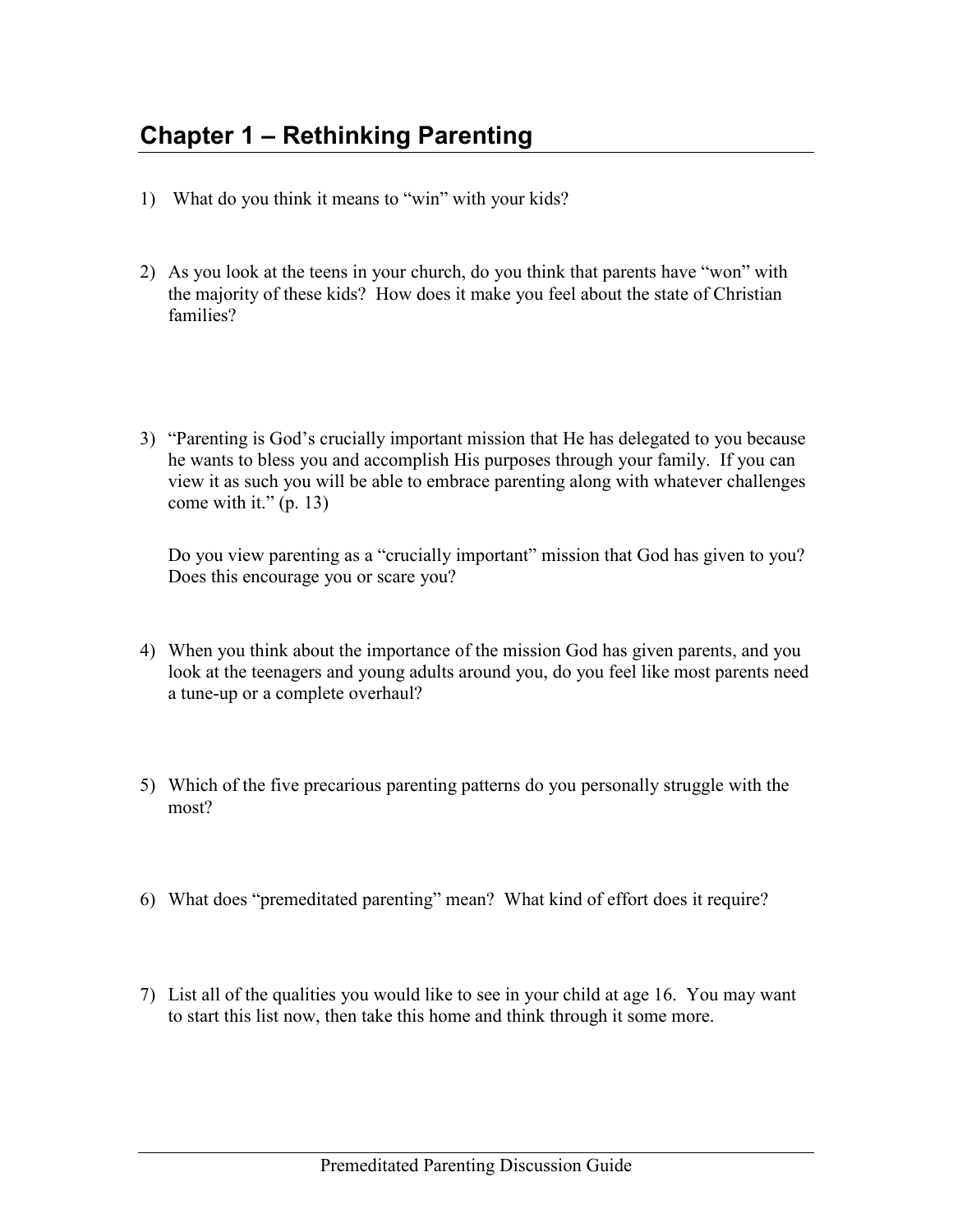# Chapter 1 – Rethinking Parenting

1) What do you think it means to "win" with your kids?

2) As you look at the teens in your church, do you think that parents have "won" with the majority of these kids? How does it make you feel about the state of Christian families?

3) "Parenting is God's crucially important mission that He has delegated to you because he wants to bless you and accomplish His purposes through your family. If you can view it as such you will be able to embrace parenting along with whatever challenges come with it." (p. 13)

   Do you view parenting as a "crucially important" mission that God has given to you? Does this encourage you or scare you?

4) When you think about the importance of the mission God has given parents, and you look at the teenagers and young adults around you, do you feel like most parents need a tune-up or a complete overhaul?

5) Which of the five precarious parenting patterns do you personally struggle with the most?

6) What does "premeditated parenting" mean? What kind of effort does it require?

7) List all of the qualities you would like to see in your child at age 16. You may want to start this list now, then take this home and think through it some more.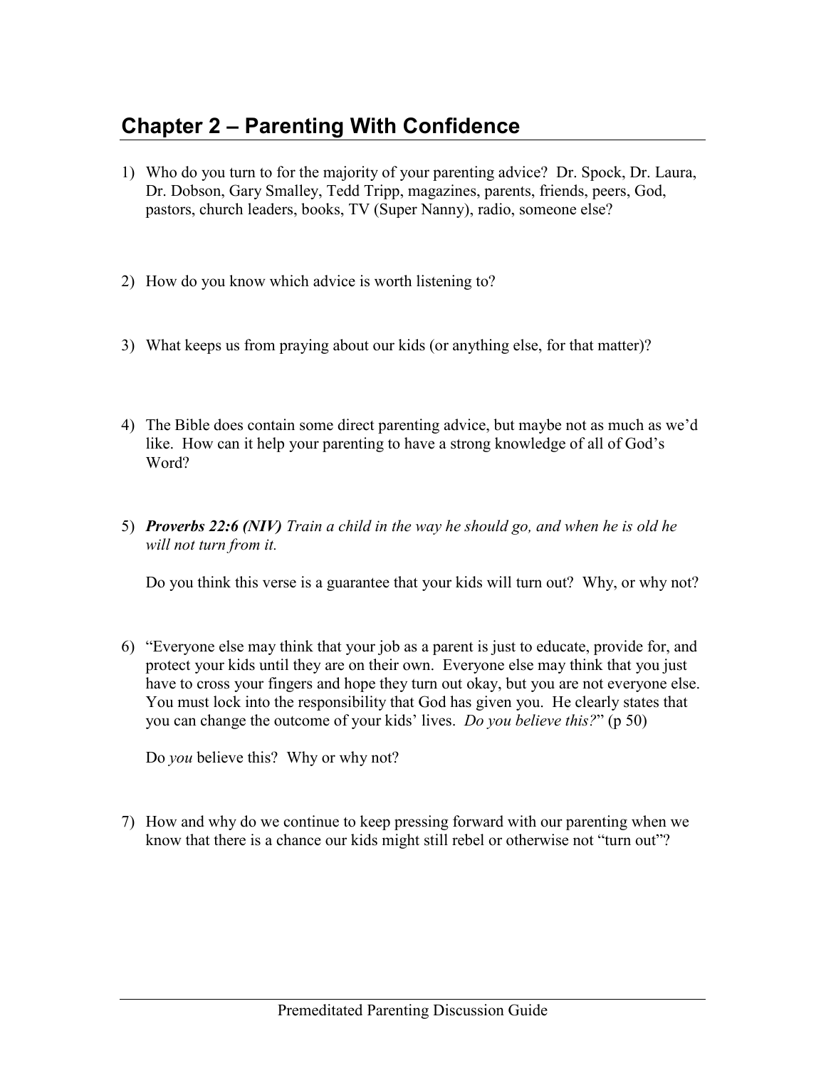## Chapter 2 – Parenting With Confidence

1) Who do you turn to for the majority of your parenting advice? Dr. Spock, Dr. Laura, Dr. Dobson, Gary Smalley, Tedd Tripp, magazines, parents, friends, peers, God, pastors, church leaders, books, TV (Super Nanny), radio, someone else?

2) How do you know which advice is worth listening to?

3) What keeps us from praying about our kids (or anything else, for that matter)?

4) The Bible does contain some direct parenting advice, but maybe not as much as we'd like. How can it help your parenting to have a strong knowledge of all of God's Word?

5) ***Proverbs 22:6 (NIV)*** *Train a child in the way he should go, and when he is old he will not turn from it.*

   Do you think this verse is a guarantee that your kids will turn out? Why, or why not?

6) "Everyone else may think that your job as a parent is just to educate, provide for, and protect your kids until they are on their own. Everyone else may think that you just have to cross your fingers and hope they turn out okay, but you are not everyone else. You must lock into the responsibility that God has given you. He clearly states that you can change the outcome of your kids' lives. *Do you believe this?*" (p 50)

   Do *you* believe this? Why or why not?

7) How and why do we continue to keep pressing forward with our parenting when we know that there is a chance our kids might still rebel or otherwise not "turn out"?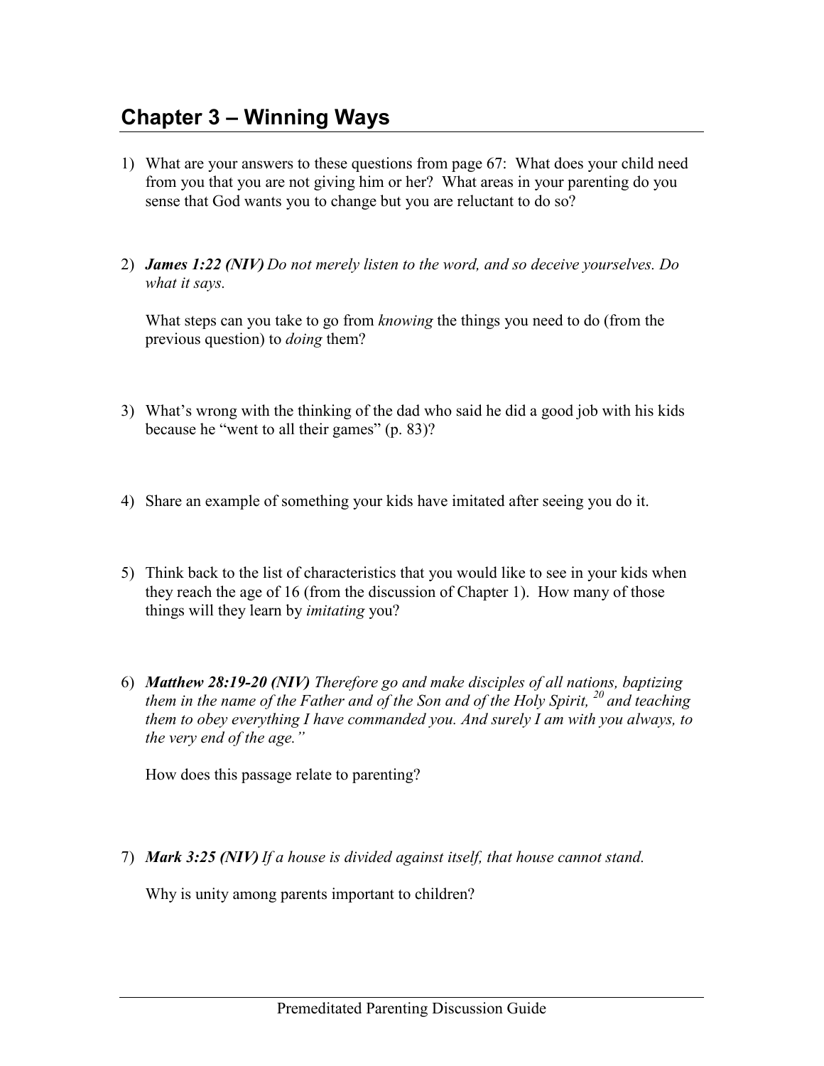# Chapter 3 – Winning Ways

1) What are your answers to these questions from page 67: What does your child need from you that you are not giving him or her? What areas in your parenting do you sense that God wants you to change but you are reluctant to do so?

2) ***James 1:22 (NIV)*** *Do not merely listen to the word, and so deceive yourselves. Do what it says.*

   What steps can you take to go from *knowing* the things you need to do (from the previous question) to *doing* them?

3) What's wrong with the thinking of the dad who said he did a good job with his kids because he "went to all their games" (p. 83)?

4) Share an example of something your kids have imitated after seeing you do it.

5) Think back to the list of characteristics that you would like to see in your kids when they reach the age of 16 (from the discussion of Chapter 1). How many of those things will they learn by *imitating* you?

6) ***Matthew 28:19-20 (NIV)*** *Therefore go and make disciples of all nations, baptizing them in the name of the Father and of the Son and of the Holy Spirit, [20] and teaching them to obey everything I have commanded you. And surely I am with you always, to the very end of the age."*

   How does this passage relate to parenting?

7) ***Mark 3:25 (NIV)*** *If a house is divided against itself, that house cannot stand.*

   Why is unity among parents important to children?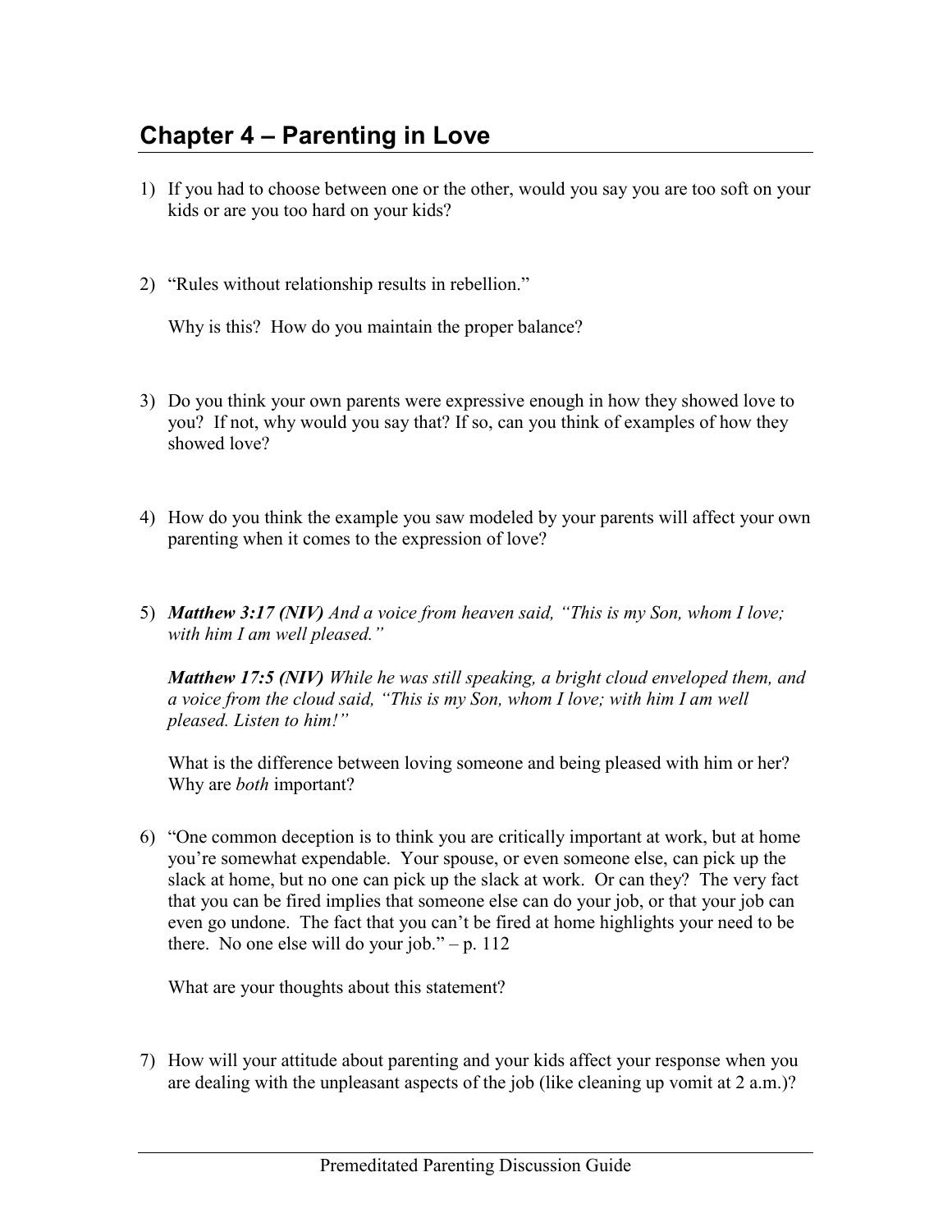## Chapter 4 – Parenting in Love

1) If you had to choose between one or the other, would you say you are too soft on your kids or are you too hard on your kids?

2) "Rules without relationship results in rebellion."

   Why is this? How do you maintain the proper balance?

3) Do you think your own parents were expressive enough in how they showed love to you? If not, why would you say that? If so, can you think of examples of how they showed love?

4) How do you think the example you saw modeled by your parents will affect your own parenting when it comes to the expression of love?

5) ***Matthew 3:17 (NIV)*** *And a voice from heaven said, "This is my Son, whom I love; with him I am well pleased."*

   ***Matthew 17:5 (NIV)*** *While he was still speaking, a bright cloud enveloped them, and a voice from the cloud said, "This is my Son, whom I love; with him I am well pleased. Listen to him!"*

   What is the difference between loving someone and being pleased with him or her? Why are *both* important?

6) "One common deception is to think you are critically important at work, but at home you're somewhat expendable. Your spouse, or even someone else, can pick up the slack at home, but no one can pick up the slack at work. Or can they? The very fact that you can be fired implies that someone else can do your job, or that your job can even go undone. The fact that you can't be fired at home highlights your need to be there. No one else will do your job." – p. 112

   What are your thoughts about this statement?

7) How will your attitude about parenting and your kids affect your response when you are dealing with the unpleasant aspects of the job (like cleaning up vomit at 2 a.m.)?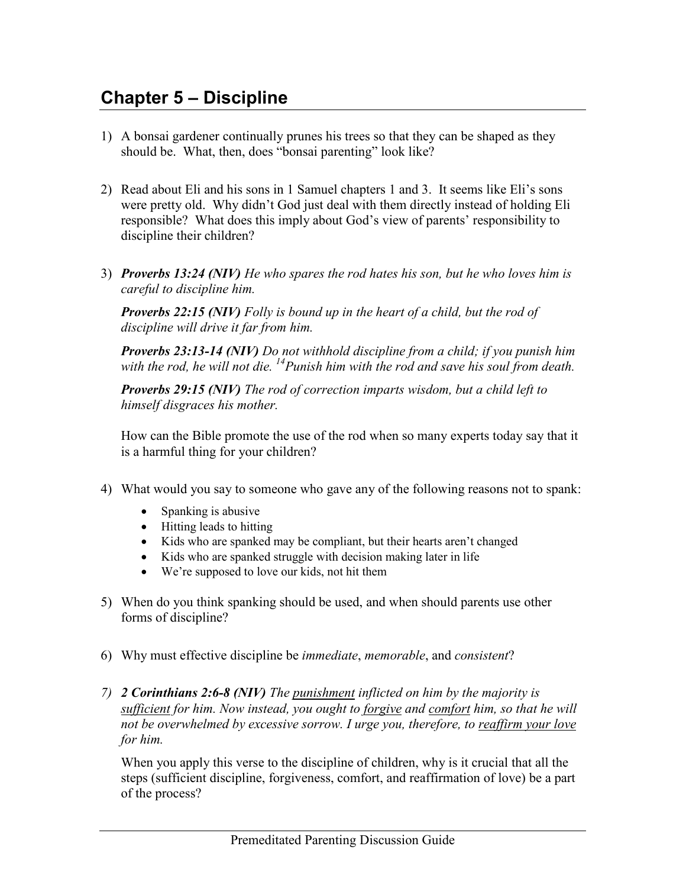## Chapter 5 – Discipline

1) A bonsai gardener continually prunes his trees so that they can be shaped as they should be. What, then, does "bonsai parenting" look like?

2) Read about Eli and his sons in 1 Samuel chapters 1 and 3. It seems like Eli's sons were pretty old. Why didn't God just deal with them directly instead of holding Eli responsible? What does this imply about God's view of parents' responsibility to discipline their children?

3) ***Proverbs 13:24 (NIV)*** *He who spares the rod hates his son, but he who loves him is careful to discipline him.*

   ***Proverbs 22:15 (NIV)*** *Folly is bound up in the heart of a child, but the rod of discipline will drive it far from him.*

   ***Proverbs 23:13-14 (NIV)*** *Do not withhold discipline from a child; if you punish him with the rod, he will not die.* [14]*Punish him with the rod and save his soul from death.*

   ***Proverbs 29:15 (NIV)*** *The rod of correction imparts wisdom, but a child left to himself disgraces his mother.*

   How can the Bible promote the use of the rod when so many experts today say that it is a harmful thing for your children?

4) What would you say to someone who gave any of the following reasons not to spank:
   - Spanking is abusive
   - Hitting leads to hitting
   - Kids who are spanked may be compliant, but their hearts aren't changed
   - Kids who are spanked struggle with decision making later in life
   - We're supposed to love our kids, not hit them

5) When do you think spanking should be used, and when should parents use other forms of discipline?

6) Why must effective discipline be *immediate*, *memorable*, and *consistent*?

7) ***2 Corinthians 2:6-8 (NIV)*** *The <u>punishment</u> inflicted on him by the majority is <u>sufficient</u> for him. Now instead, you ought to <u>forgive</u> and <u>comfort</u> him, so that he will not be overwhelmed by excessive sorrow. I urge you, therefore, to <u>reaffirm your love</u> for him.*

   When you apply this verse to the discipline of children, why is it crucial that all the steps (sufficient discipline, forgiveness, comfort, and reaffirmation of love) be a part of the process?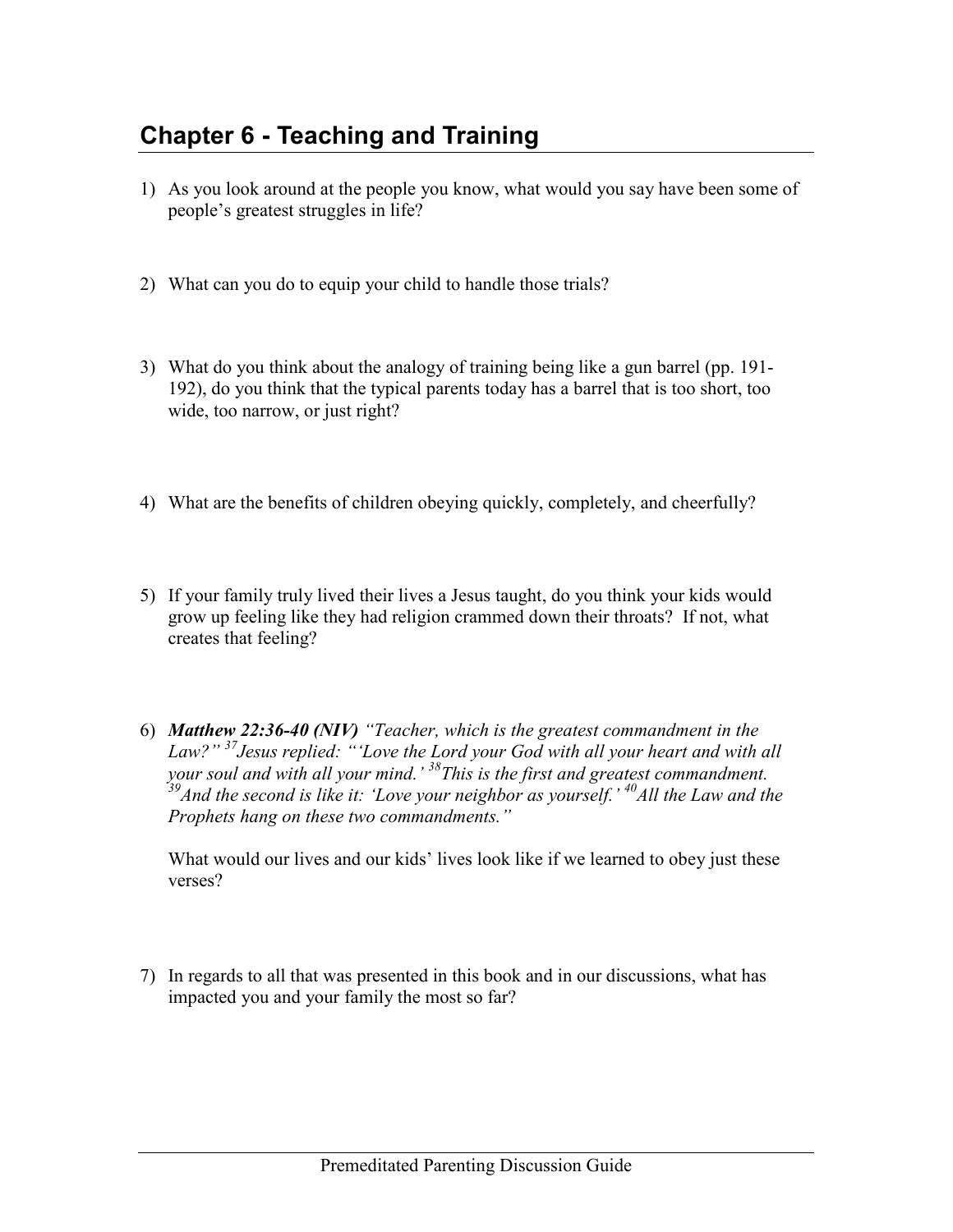## Chapter 6 - Teaching and Training

1) As you look around at the people you know, what would you say have been some of people's greatest struggles in life?

2) What can you do to equip your child to handle those trials?

3) What do you think about the analogy of training being like a gun barrel (pp. 191-192), do you think that the typical parents today has a barrel that is too short, too wide, too narrow, or just right?

4) What are the benefits of children obeying quickly, completely, and cheerfully?

5) If your family truly lived their lives a Jesus taught, do you think your kids would grow up feeling like they had religion crammed down their throats? If not, what creates that feeling?

6) ***Matthew 22:36-40 (NIV)*** *"Teacher, which is the greatest commandment in the Law?" [37]Jesus replied: "'Love the Lord your God with all your heart and with all your soul and with all your mind.' [38]This is the first and greatest commandment. [39]And the second is like it: 'Love your neighbor as yourself.' [40]All the Law and the Prophets hang on these two commandments."*

   What would our lives and our kids' lives look like if we learned to obey just these verses?

7) In regards to all that was presented in this book and in our discussions, what has impacted you and your family the most so far?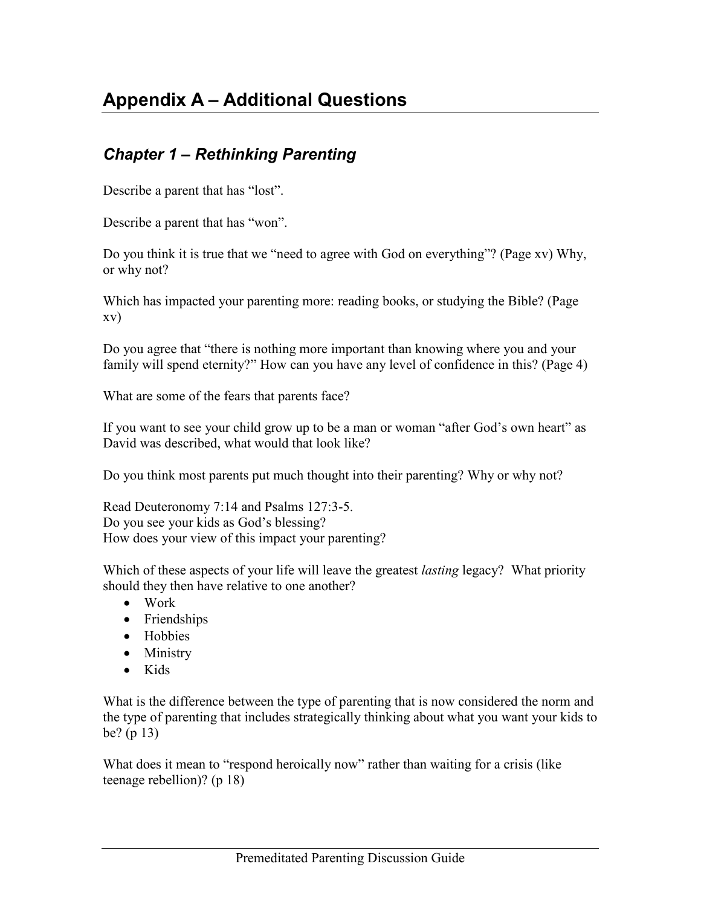# Appendix A – Additional Questions

## *Chapter 1 – Rethinking Parenting*

Describe a parent that has “lost”.

Describe a parent that has “won”.

Do you think it is true that we “need to agree with God on everything”? (Page xv) Why, or why not?

Which has impacted your parenting more: reading books, or studying the Bible? (Page xv)

Do you agree that “there is nothing more important than knowing where you and your family will spend eternity?” How can you have any level of confidence in this? (Page 4)

What are some of the fears that parents face?

If you want to see your child grow up to be a man or woman “after God’s own heart” as David was described, what would that look like?

Do you think most parents put much thought into their parenting? Why or why not?

Read Deuteronomy 7:14 and Psalms 127:3-5.
Do you see your kids as God’s blessing?
How does your view of this impact your parenting?

Which of these aspects of your life will leave the greatest *lasting* legacy? What priority should they then have relative to one another?

- Work
- Friendships
- Hobbies
- Ministry
- Kids

What is the difference between the type of parenting that is now considered the norm and the type of parenting that includes strategically thinking about what you want your kids to be? (p 13)

What does it mean to “respond heroically now” rather than waiting for a crisis (like teenage rebellion)? (p 18)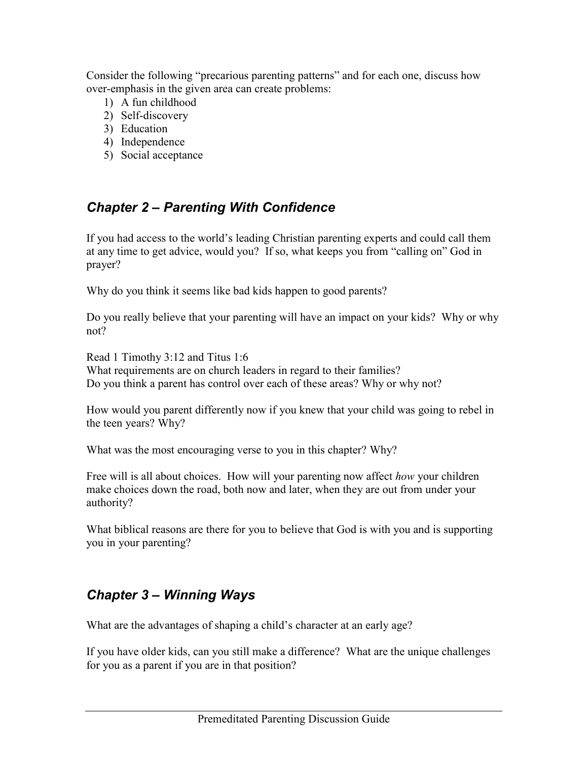Consider the following "precarious parenting patterns" and for each one, discuss how over-emphasis in the given area can create problems:

1) A fun childhood
2) Self-discovery
3) Education
4) Independence
5) Social acceptance

## *Chapter 2 – Parenting With Confidence*

If you had access to the world's leading Christian parenting experts and could call them at any time to get advice, would you? If so, what keeps you from "calling on" God in prayer?

Why do you think it seems like bad kids happen to good parents?

Do you really believe that your parenting will have an impact on your kids? Why or why not?

Read 1 Timothy 3:12 and Titus 1:6
What requirements are on church leaders in regard to their families?
Do you think a parent has control over each of these areas? Why or why not?

How would you parent differently now if you knew that your child was going to rebel in the teen years? Why?

What was the most encouraging verse to you in this chapter? Why?

Free will is all about choices. How will your parenting now affect *how* your children make choices down the road, both now and later, when they are out from under your authority?

What biblical reasons are there for you to believe that God is with you and is supporting you in your parenting?

## *Chapter 3 – Winning Ways*

What are the advantages of shaping a child's character at an early age?

If you have older kids, can you still make a difference? What are the unique challenges for you as a parent if you are in that position?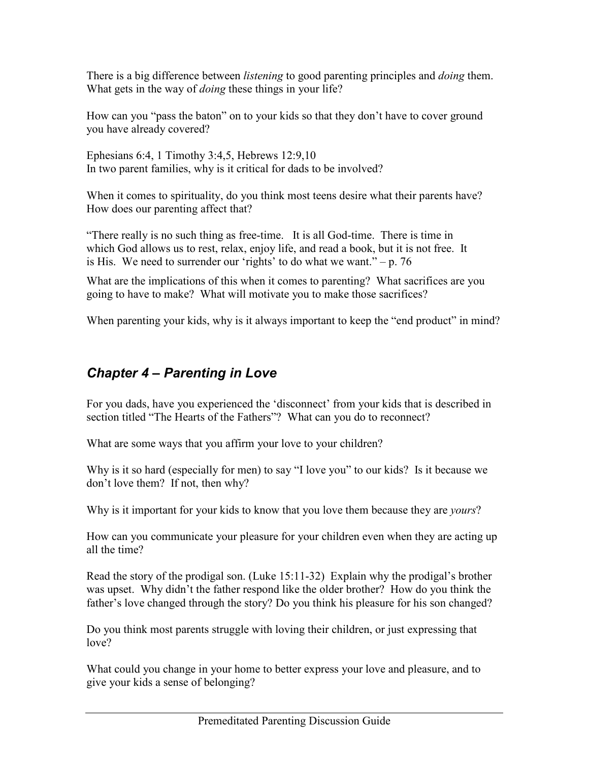There is a big difference between *listening* to good parenting principles and *doing* them. What gets in the way of *doing* these things in your life?

How can you "pass the baton" on to your kids so that they don't have to cover ground you have already covered?

Ephesians 6:4, 1 Timothy 3:4,5, Hebrews 12:9,10
In two parent families, why is it critical for dads to be involved?

When it comes to spirituality, do you think most teens desire what their parents have? How does our parenting affect that?

"There really is no such thing as free-time. It is all God-time. There is time in which God allows us to rest, relax, enjoy life, and read a book, but it is not free. It is His. We need to surrender our 'rights' to do what we want." – p. 76

What are the implications of this when it comes to parenting? What sacrifices are you going to have to make? What will motivate you to make those sacrifices?

When parenting your kids, why is it always important to keep the "end product" in mind?

## *Chapter 4 – Parenting in Love*

For you dads, have you experienced the 'disconnect' from your kids that is described in section titled "The Hearts of the Fathers"? What can you do to reconnect?

What are some ways that you affirm your love to your children?

Why is it so hard (especially for men) to say "I love you" to our kids? Is it because we don't love them? If not, then why?

Why is it important for your kids to know that you love them because they are *yours*?

How can you communicate your pleasure for your children even when they are acting up all the time?

Read the story of the prodigal son. (Luke 15:11-32) Explain why the prodigal's brother was upset. Why didn't the father respond like the older brother? How do you think the father's love changed through the story? Do you think his pleasure for his son changed?

Do you think most parents struggle with loving their children, or just expressing that love?

What could you change in your home to better express your love and pleasure, and to give your kids a sense of belonging?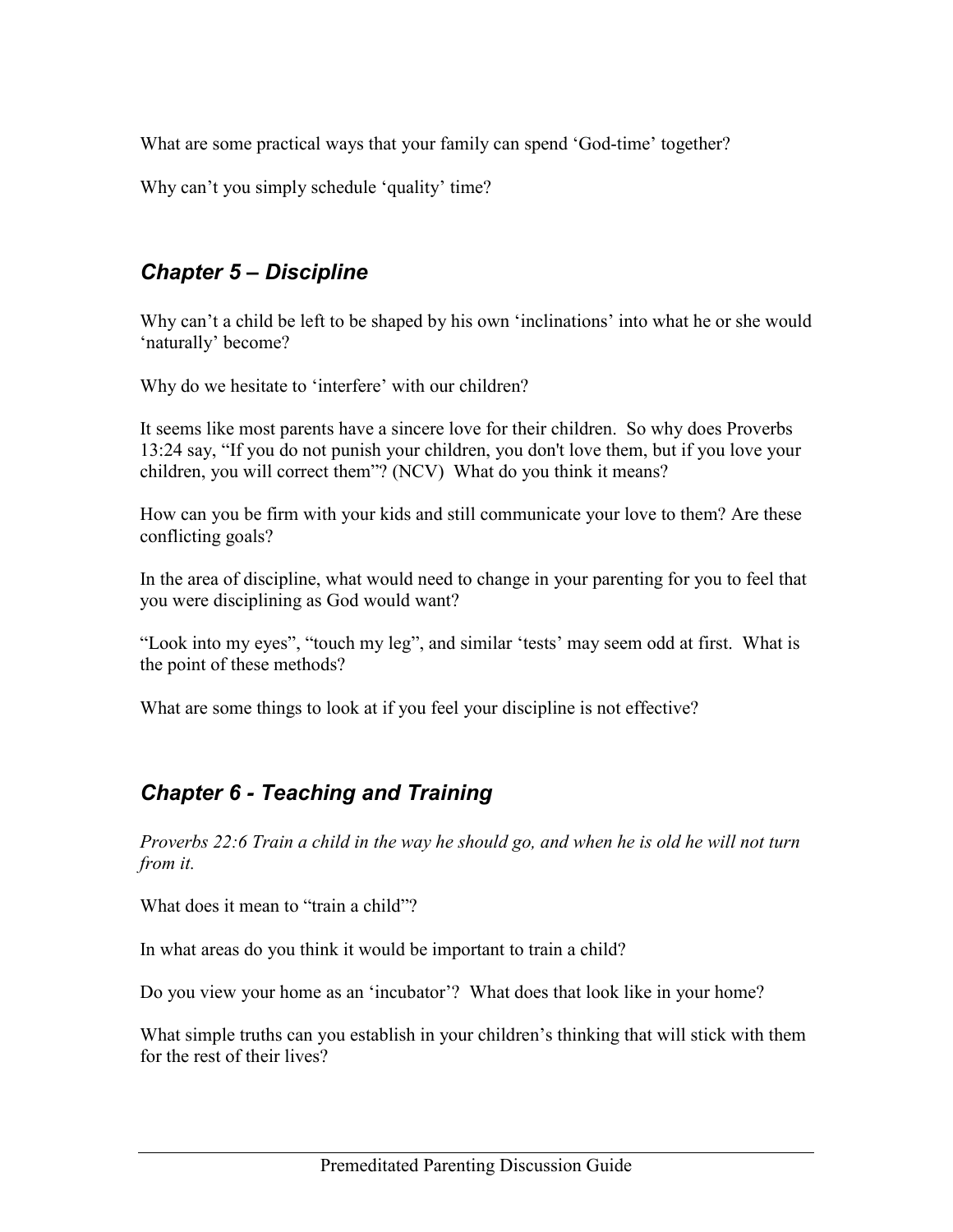What are some practical ways that your family can spend ‘God-time’ together?

Why can’t you simply schedule ‘quality’ time?

## *Chapter 5 – Discipline*

Why can’t a child be left to be shaped by his own ‘inclinations’ into what he or she would ‘naturally’ become?

Why do we hesitate to ‘interfere’ with our children?

It seems like most parents have a sincere love for their children. So why does Proverbs 13:24 say, “If you do not punish your children, you don't love them, but if you love your children, you will correct them”? (NCV) What do you think it means?

How can you be firm with your kids and still communicate your love to them? Are these conflicting goals?

In the area of discipline, what would need to change in your parenting for you to feel that you were disciplining as God would want?

“Look into my eyes”, “touch my leg”, and similar ‘tests’ may seem odd at first. What is the point of these methods?

What are some things to look at if you feel your discipline is not effective?

## *Chapter 6 - Teaching and Training*

*Proverbs 22:6 Train a child in the way he should go, and when he is old he will not turn from it.*

What does it mean to “train a child”?

In what areas do you think it would be important to train a child?

Do you view your home as an ‘incubator’? What does that look like in your home?

What simple truths can you establish in your children’s thinking that will stick with them for the rest of their lives?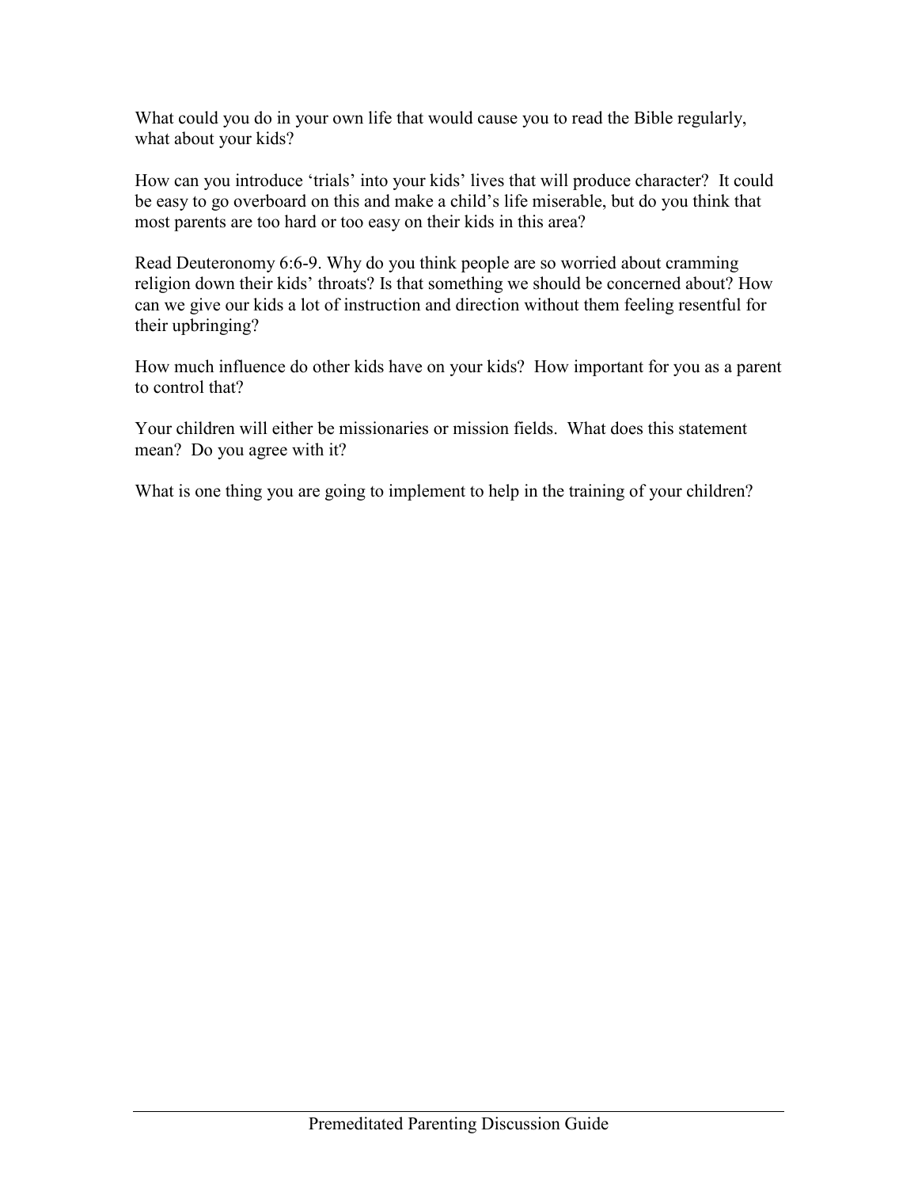What could you do in your own life that would cause you to read the Bible regularly, what about your kids?

How can you introduce 'trials' into your kids' lives that will produce character? It could be easy to go overboard on this and make a child's life miserable, but do you think that most parents are too hard or too easy on their kids in this area?

Read Deuteronomy 6:6-9. Why do you think people are so worried about cramming religion down their kids' throats? Is that something we should be concerned about? How can we give our kids a lot of instruction and direction without them feeling resentful for their upbringing?

How much influence do other kids have on your kids? How important for you as a parent to control that?

Your children will either be missionaries or mission fields. What does this statement mean? Do you agree with it?

What is one thing you are going to implement to help in the training of your children?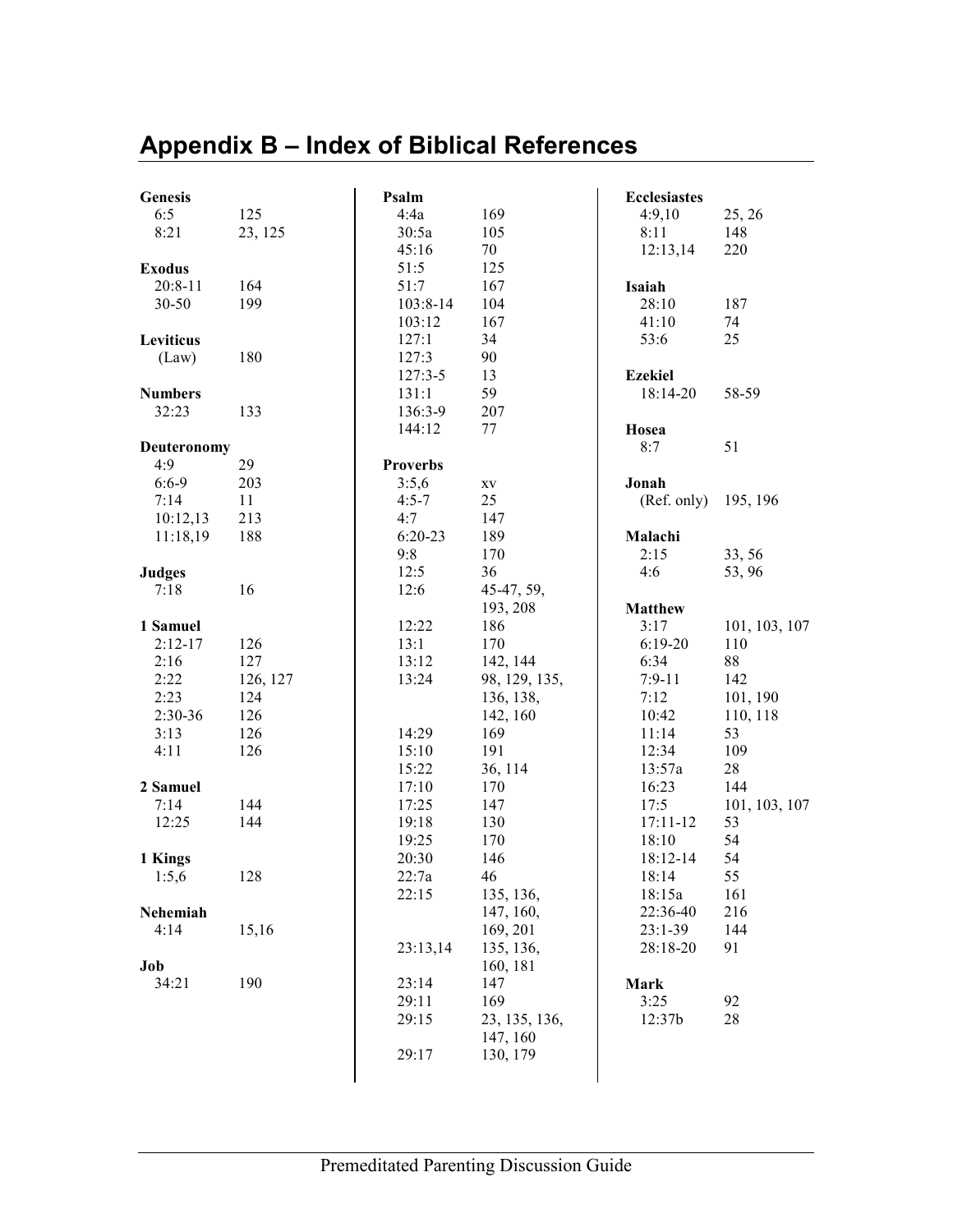# Appendix B – Index of Biblical References

**Genesis**

| | |
|---|---|
| 6:5 | 125 |
| 8:21 | 23, 125 |

**Exodus**

| | |
|---|---|
| 20:8-11 | 164 |
| 30-50 | 199 |

**Leviticus**

| | |
|---|---|
| (Law) | 180 |

**Numbers**

| | |
|---|---|
| 32:23 | 133 |

**Deuteronomy**

| | |
|---|---|
| 4:9 | 29 |
| 6:6-9 | 203 |
| 7:14 | 11 |
| 10:12,13 | 213 |
| 11:18,19 | 188 |

**Judges**

| | |
|---|---|
| 7:18 | 16 |

**1 Samuel**

| | |
|---|---|
| 2:12-17 | 126 |
| 2:16 | 127 |
| 2:22 | 126, 127 |
| 2:23 | 124 |
| 2:30-36 | 126 |
| 3:13 | 126 |
| 4:11 | 126 |

**2 Samuel**

| | |
|---|---|
| 7:14 | 144 |
| 12:25 | 144 |

**1 Kings**

| | |
|---|---|
| 1:5,6 | 128 |

**Nehemiah**

| | |
|---|---|
| 4:14 | 15,16 |

**Job**

| | |
|---|---|
| 34:21 | 190 |

**Psalm**

| | |
|---|---|
| 4:4a | 169 |
| 30:5a | 105 |
| 45:16 | 70 |
| 51:5 | 125 |
| 51:7 | 167 |
| 103:8-14 | 104 |
| 103:12 | 167 |
| 127:1 | 34 |
| 127:3 | 90 |
| 127:3-5 | 13 |
| 131:1 | 59 |
| 136:3-9 | 207 |
| 144:12 | 77 |

**Proverbs**

| | |
|---|---|
| 3:5,6 | xv |
| 4:5-7 | 25 |
| 4:7 | 147 |
| 6:20-23 | 189 |
| 9:8 | 170 |
| 12:5 | 36 |
| 12:6 | 45-47, 59, 193, 208 |
| 12:22 | 186 |
| 13:1 | 170 |
| 13:12 | 142, 144 |
| 13:24 | 98, 129, 135, 136, 138, 142, 160 |
| 14:29 | 169 |
| 15:10 | 191 |
| 15:22 | 36, 114 |
| 17:10 | 170 |
| 17:25 | 147 |
| 19:18 | 130 |
| 19:25 | 170 |
| 20:30 | 146 |
| 22:7a | 46 |
| 22:15 | 135, 136, 147, 160, 169, 201 |
| 23:13,14 | 135, 136, 160, 181 |
| 23:14 | 147 |
| 29:11 | 169 |
| 29:15 | 23, 135, 136, 147, 160 |
| 29:17 | 130, 179 |

**Ecclesiastes**

| | |
|---|---|
| 4:9,10 | 25, 26 |
| 8:11 | 148 |
| 12:13,14 | 220 |

**Isaiah**

| | |
|---|---|
| 28:10 | 187 |
| 41:10 | 74 |
| 53:6 | 25 |

**Ezekiel**

| | |
|---|---|
| 18:14-20 | 58-59 |

**Hosea**

| | |
|---|---|
| 8:7 | 51 |

**Jonah**

| | |
|---|---|
| (Ref. only) | 195, 196 |

**Malachi**

| | |
|---|---|
| 2:15 | 33, 56 |
| 4:6 | 53, 96 |

**Matthew**

| | |
|---|---|
| 3:17 | 101, 103, 107 |
| 6:19-20 | 110 |
| 6:34 | 88 |
| 7:9-11 | 142 |
| 7:12 | 101, 190 |
| 10:42 | 110, 118 |
| 11:14 | 53 |
| 12:34 | 109 |
| 13:57a | 28 |
| 16:23 | 144 |
| 17:5 | 101, 103, 107 |
| 17:11-12 | 53 |
| 18:10 | 54 |
| 18:12-14 | 54 |
| 18:14 | 55 |
| 18:15a | 161 |
| 22:36-40 | 216 |
| 23:1-39 | 144 |
| 28:18-20 | 91 |

**Mark**

| | |
|---|---|
| 3:25 | 92 |
| 12:37b | 28 |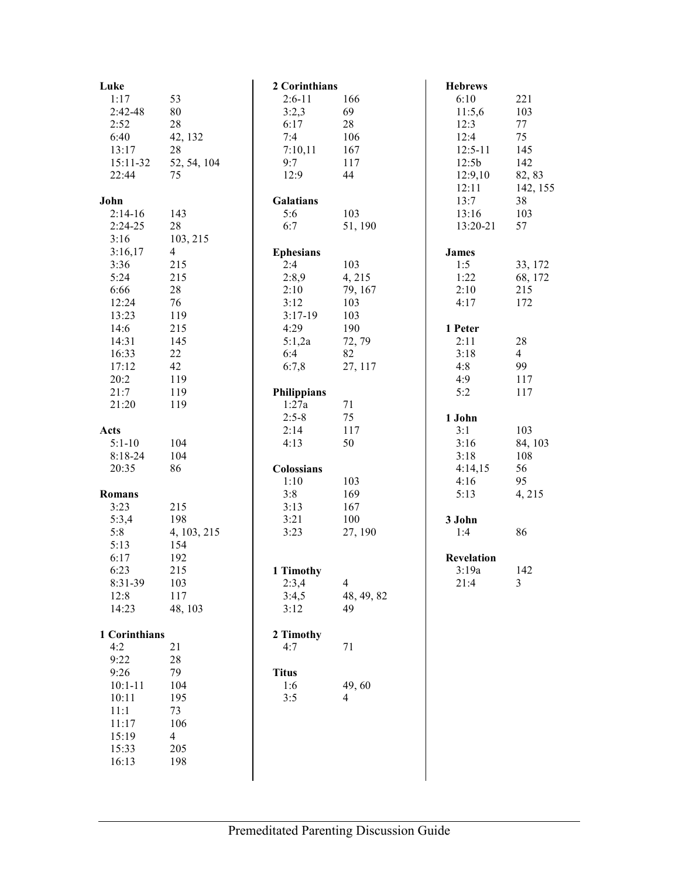**Luke**

| | |
|---|---|
| 1:17 | 53 |
| 2:42-48 | 80 |
| 2:52 | 28 |
| 6:40 | 42, 132 |
| 13:17 | 28 |
| 15:11-32 | 52, 54, 104 |
| 22:44 | 75 |

**John**

| | |
|---|---|
| 2:14-16 | 143 |
| 2:24-25 | 28 |
| 3:16 | 103, 215 |
| 3:16,17 | 4 |
| 3:36 | 215 |
| 5:24 | 215 |
| 6:66 | 28 |
| 12:24 | 76 |
| 13:23 | 119 |
| 14:6 | 215 |
| 14:31 | 145 |
| 16:33 | 22 |
| 17:12 | 42 |
| 20:2 | 119 |
| 21:7 | 119 |
| 21:20 | 119 |

**Acts**

| | |
|---|---|
| 5:1-10 | 104 |
| 8:18-24 | 104 |
| 20:35 | 86 |

**Romans**

| | |
|---|---|
| 3:23 | 215 |
| 5:3,4 | 198 |
| 5:8 | 4, 103, 215 |
| 5:13 | 154 |
| 6:17 | 192 |
| 6:23 | 215 |
| 8:31-39 | 103 |
| 12:8 | 117 |
| 14:23 | 48, 103 |

**1 Corinthians**

| | |
|---|---|
| 4:2 | 21 |
| 9:22 | 28 |
| 9:26 | 79 |
| 10:1-11 | 104 |
| 10:11 | 195 |
| 11:1 | 73 |
| 11:17 | 106 |
| 15:19 | 4 |
| 15:33 | 205 |
| 16:13 | 198 |

**2 Corinthians**

| | |
|---|---|
| 2:6-11 | 166 |
| 3:2,3 | 69 |
| 6:17 | 28 |
| 7:4 | 106 |
| 7:10,11 | 167 |
| 9:7 | 117 |
| 12:9 | 44 |

**Galatians**

| | |
|---|---|
| 5:6 | 103 |
| 6:7 | 51, 190 |

**Ephesians**

| | |
|---|---|
| 2:4 | 103 |
| 2:8,9 | 4, 215 |
| 2:10 | 79, 167 |
| 3:12 | 103 |
| 3:17-19 | 103 |
| 4:29 | 190 |
| 5:1,2a | 72, 79 |
| 6:4 | 82 |
| 6:7,8 | 27, 117 |

**Philippians**

| | |
|---|---|
| 1:27a | 71 |
| 2:5-8 | 75 |
| 2:14 | 117 |
| 4:13 | 50 |

**Colossians**

| | |
|---|---|
| 1:10 | 103 |
| 3:8 | 169 |
| 3:13 | 167 |
| 3:21 | 100 |
| 3:23 | 27, 190 |

**1 Timothy**

| | |
|---|---|
| 2:3,4 | 4 |
| 3:4,5 | 48, 49, 82 |
| 3:12 | 49 |

**2 Timothy**

| | |
|---|---|
| 4:7 | 71 |

**Titus**

| | |
|---|---|
| 1:6 | 49, 60 |
| 3:5 | 4 |

**Hebrews**

| | |
|---|---|
| 6:10 | 221 |
| 11:5,6 | 103 |
| 12:3 | 77 |
| 12:4 | 75 |
| 12:5-11 | 145 |
| 12:5b | 142 |
| 12:9,10 | 82, 83 |
| 12:11 | 142, 155 |
| 13:7 | 38 |
| 13:16 | 103 |
| 13:20-21 | 57 |

**James**

| | |
|---|---|
| 1:5 | 33, 172 |
| 1:22 | 68, 172 |
| 2:10 | 215 |
| 4:17 | 172 |

**1 Peter**

| | |
|---|---|
| 2:11 | 28 |
| 3:18 | 4 |
| 4:8 | 99 |
| 4:9 | 117 |
| 5:2 | 117 |

**1 John**

| | |
|---|---|
| 3:1 | 103 |
| 3:16 | 84, 103 |
| 3:18 | 108 |
| 4:14,15 | 56 |
| 4:16 | 95 |
| 5:13 | 4, 215 |

**3 John**

| | |
|---|---|
| 1:4 | 86 |

**Revelation**

| | |
|---|---|
| 3:19a | 142 |
| 21:4 | 3 |